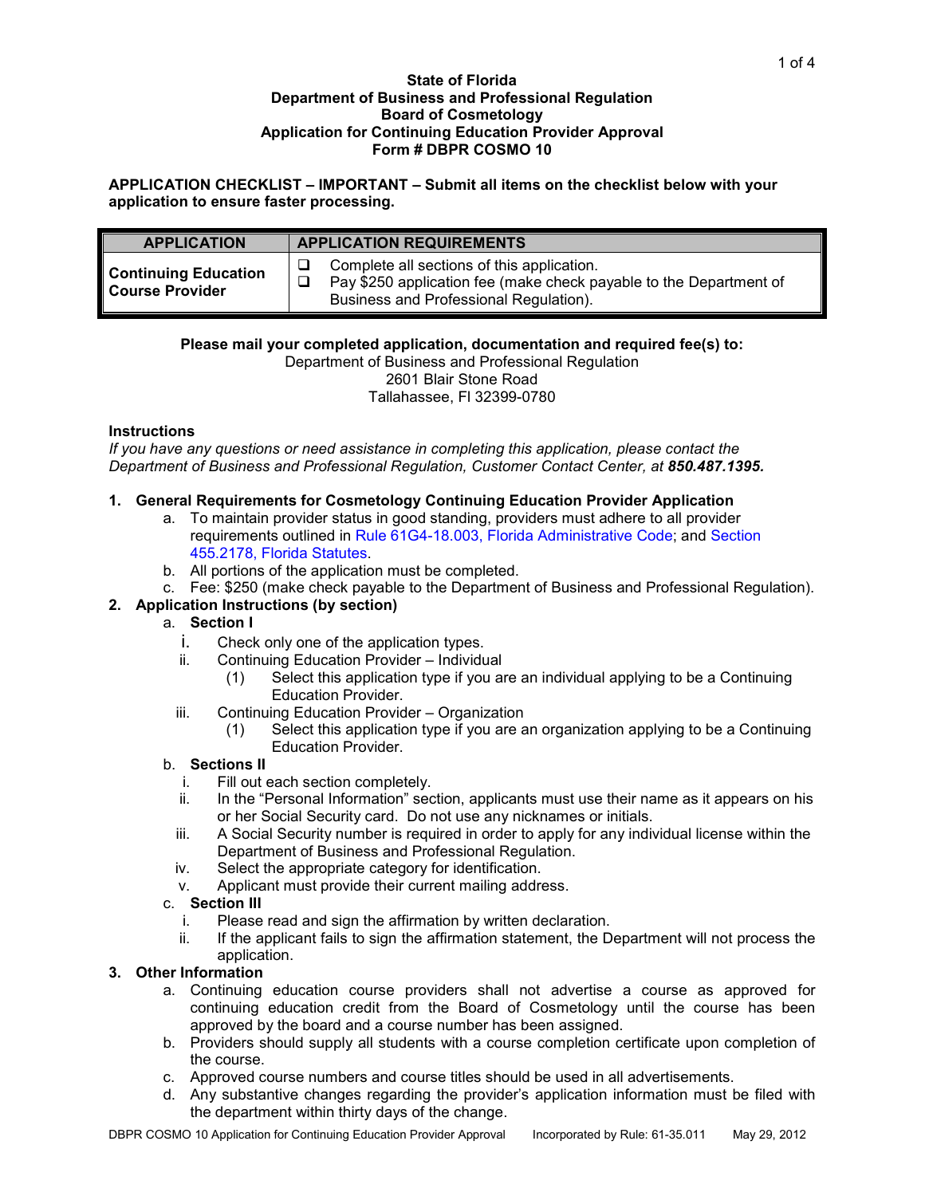**State of Florida**
**Department of Business and Professional Regulation**
**Board of Cosmetology**
**Application for Continuing Education Provider Approval**
**Form # DBPR COSMO 10**

**APPLICATION CHECKLIST – IMPORTANT – Submit all items on the checklist below with your application to ensure faster processing.**

| APPLICATION | APPLICATION REQUIREMENTS |
|---|---|
| **Continuing Education Course Provider** | ❑ Complete all sections of this application.<br>❑ Pay $250 application fee (make check payable to the Department of Business and Professional Regulation). |

**Please mail your completed application, documentation and required fee(s) to:**
Department of Business and Professional Regulation
2601 Blair Stone Road
Tallahassee, Fl 32399-0780

**Instructions**
*If you have any questions or need assistance in completing this application, please contact the Department of Business and Professional Regulation, Customer Contact Center, at **850.487.1395.***

1. **General Requirements for Cosmetology Continuing Education Provider Application**
   a. To maintain provider status in good standing, providers must adhere to all provider requirements outlined in Rule 61G4-18.003, Florida Administrative Code; and Section 455.2178, Florida Statutes.
   b. All portions of the application must be completed.
   c. Fee: $250 (make check payable to the Department of Business and Professional Regulation).
2. **Application Instructions (by section)**
   a. **Section I**
      i. Check only one of the application types.
      ii. Continuing Education Provider – Individual
         (1) Select this application type if you are an individual applying to be a Continuing Education Provider.
      iii. Continuing Education Provider – Organization
         (1) Select this application type if you are an organization applying to be a Continuing Education Provider.
   b. **Sections II**
      i. Fill out each section completely.
      ii. In the "Personal Information" section, applicants must use their name as it appears on his or her Social Security card. Do not use any nicknames or initials.
      iii. A Social Security number is required in order to apply for any individual license within the Department of Business and Professional Regulation.
      iv. Select the appropriate category for identification.
      v. Applicant must provide their current mailing address.
   c. **Section III**
      i. Please read and sign the affirmation by written declaration.
      ii. If the applicant fails to sign the affirmation statement, the Department will not process the application.
3. **Other Information**
   a. Continuing education course providers shall not advertise a course as approved for continuing education credit from the Board of Cosmetology until the course has been approved by the board and a course number has been assigned.
   b. Providers should supply all students with a course completion certificate upon completion of the course.
   c. Approved course numbers and course titles should be used in all advertisements.
   d. Any substantive changes regarding the provider's application information must be filed with the department within thirty days of the change.

DBPR COSMO 10 Application for Continuing Education Provider Approval Incorporated by Rule: 61-35.011 May 29, 2012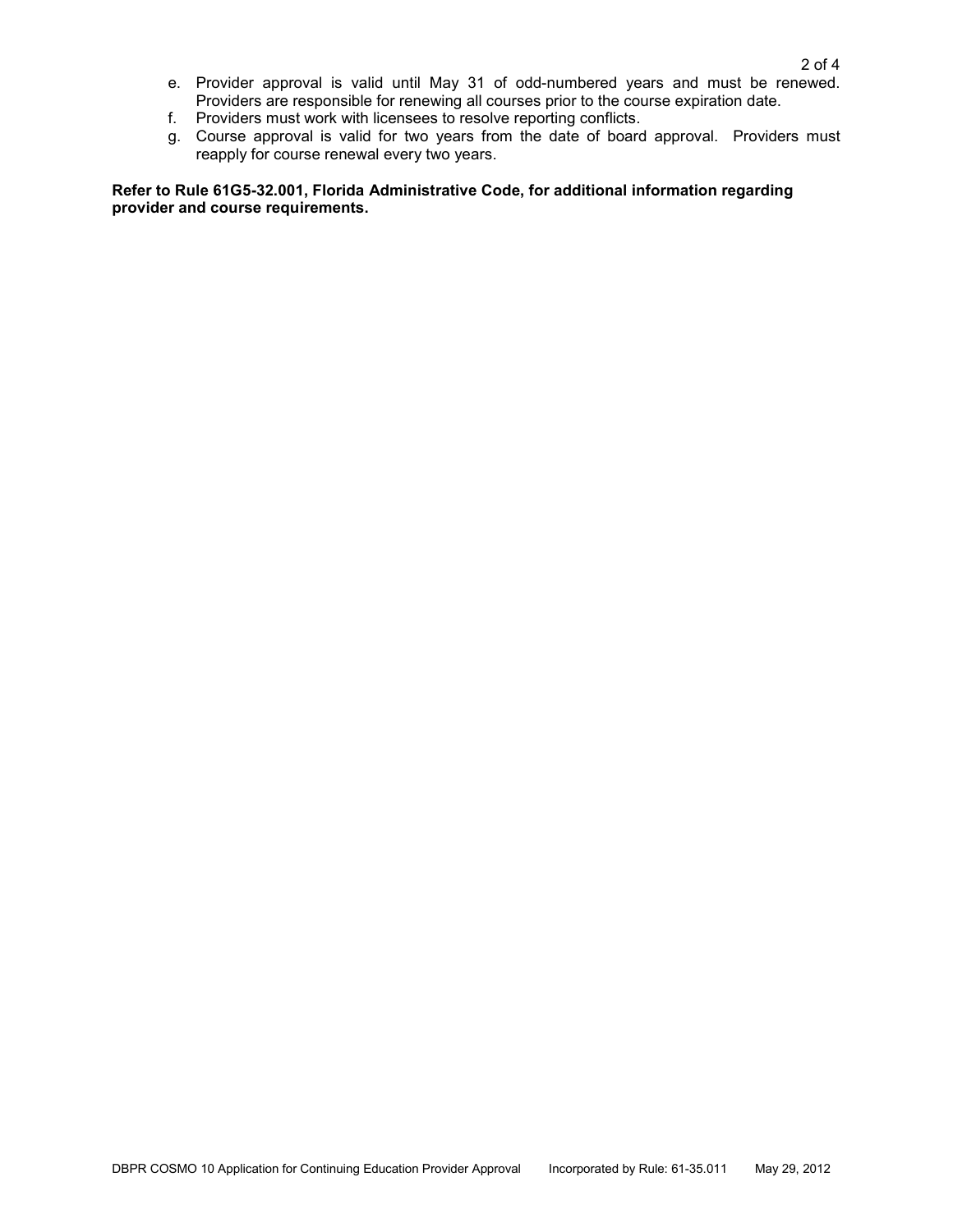e. Provider approval is valid until May 31 of odd-numbered years and must be renewed. Providers are responsible for renewing all courses prior to the course expiration date.
f. Providers must work with licensees to resolve reporting conflicts.
g. Course approval is valid for two years from the date of board approval. Providers must reapply for course renewal every two years.

**Refer to Rule 61G5-32.001, Florida Administrative Code, for additional information regarding provider and course requirements.**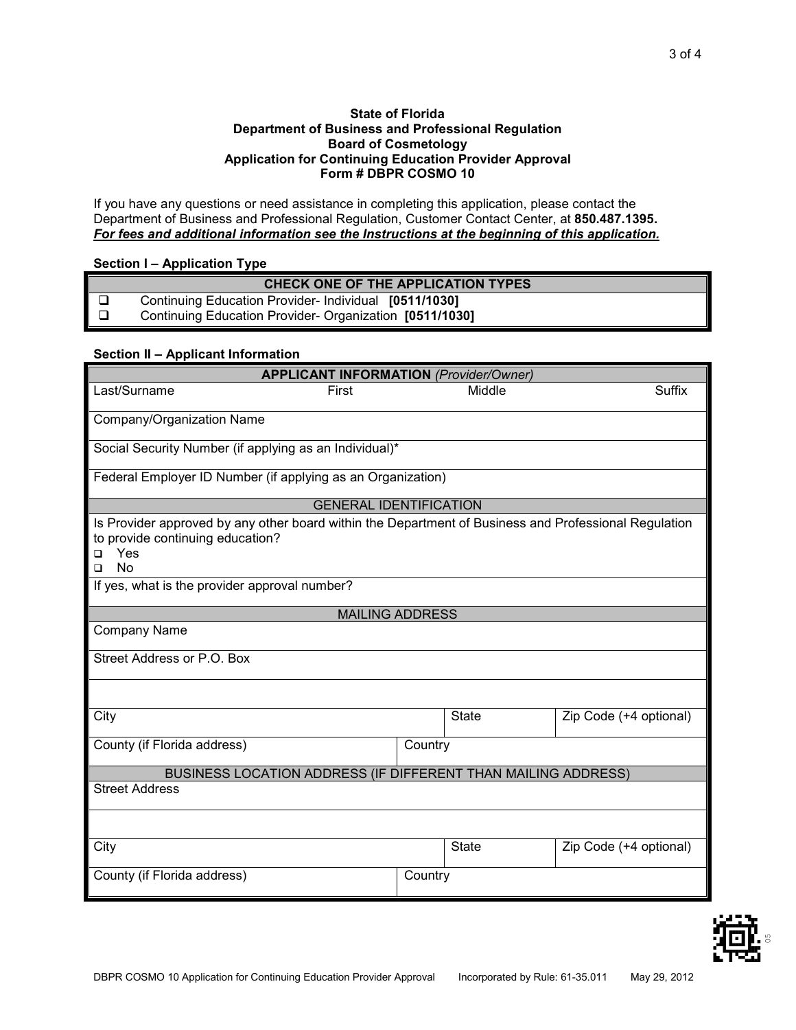**State of Florida**
**Department of Business and Professional Regulation**
**Board of Cosmetology**
**Application for Continuing Education Provider Approval**
**Form # DBPR COSMO 10**

If you have any questions or need assistance in completing this application, please contact the Department of Business and Professional Regulation, Customer Contact Center, at **850.487.1395.**
***For fees and additional information see the Instructions at the beginning of this application.***

**Section I – Application Type**

| CHECK ONE OF THE APPLICATION TYPES |
|---|
| ❑ Continuing Education Provider- Individual **[0511/1030]** |
| ❑ Continuing Education Provider- Organization **[0511/1030]** |

**Section II – Applicant Information**

| **APPLICANT INFORMATION** *(Provider/Owner)* | | | |
|---|---|---|---|
| Last/Surname | First | Middle | Suffix |
| Company/Organization Name | | | |
| Social Security Number (if applying as an Individual)* | | | |
| Federal Employer ID Number (if applying as an Organization) | | | |
| GENERAL IDENTIFICATION | | | |
| Is Provider approved by any other board within the Department of Business and Professional Regulation to provide continuing education?<br>❑ Yes<br>❑ No | | | |
| If yes, what is the provider approval number? | | | |
| MAILING ADDRESS | | | |
| Company Name | | | |
| Street Address or P.O. Box | | | |
| | | | |
| City | | State | Zip Code (+4 optional) |
| County (if Florida address) | Country | | |
| BUSINESS LOCATION ADDRESS (IF DIFFERENT THAN MAILING ADDRESS) | | | |
| Street Address | | | |
| | | | |
| City | | State | Zip Code (+4 optional) |
| County (if Florida address) | Country | | |

DBPR COSMO 10 Application for Continuing Education Provider Approval Incorporated by Rule: 61-35.011 May 29, 2012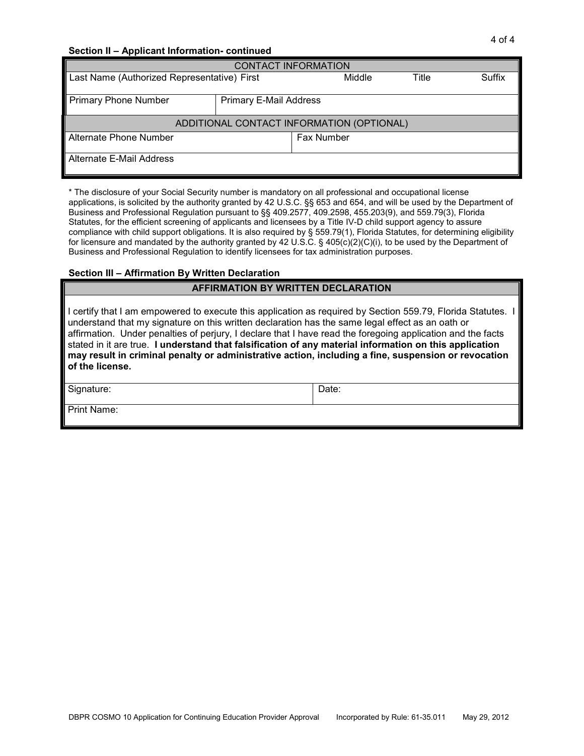**Section II – Applicant Information- continued**

| CONTACT INFORMATION | | | | |
|---|---|---|---|---|
| Last Name (Authorized Representative) First | | Middle | Title | Suffix |
| Primary Phone Number | Primary E-Mail Address | | | |

| ADDITIONAL CONTACT INFORMATION (OPTIONAL) | |
|---|---|
| Alternate Phone Number | Fax Number |
| Alternate E-Mail Address | |

* The disclosure of your Social Security number is mandatory on all professional and occupational license applications, is solicited by the authority granted by 42 U.S.C. §§ 653 and 654, and will be used by the Department of Business and Professional Regulation pursuant to §§ 409.2577, 409.2598, 455.203(9), and 559.79(3), Florida Statutes, for the efficient screening of applicants and licensees by a Title IV-D child support agency to assure compliance with child support obligations. It is also required by § 559.79(1), Florida Statutes, for determining eligibility for licensure and mandated by the authority granted by 42 U.S.C. § 405(c)(2)(C)(i), to be used by the Department of Business and Professional Regulation to identify licensees for tax administration purposes.

**Section III – Affirmation By Written Declaration**

| **AFFIRMATION BY WRITTEN DECLARATION** | |
|---|---|
| I certify that I am empowered to execute this application as required by Section 559.79, Florida Statutes. I understand that my signature on this written declaration has the same legal effect as an oath or affirmation. Under penalties of perjury, I declare that I have read the foregoing application and the facts stated in it are true. **I understand that falsification of any material information on this application may result in criminal penalty or administrative action, including a fine, suspension or revocation of the license.** | |
| Signature: | Date: |
| Print Name: | |

DBPR COSMO 10 Application for Continuing Education Provider Approval Incorporated by Rule: 61-35.011 May 29, 2012